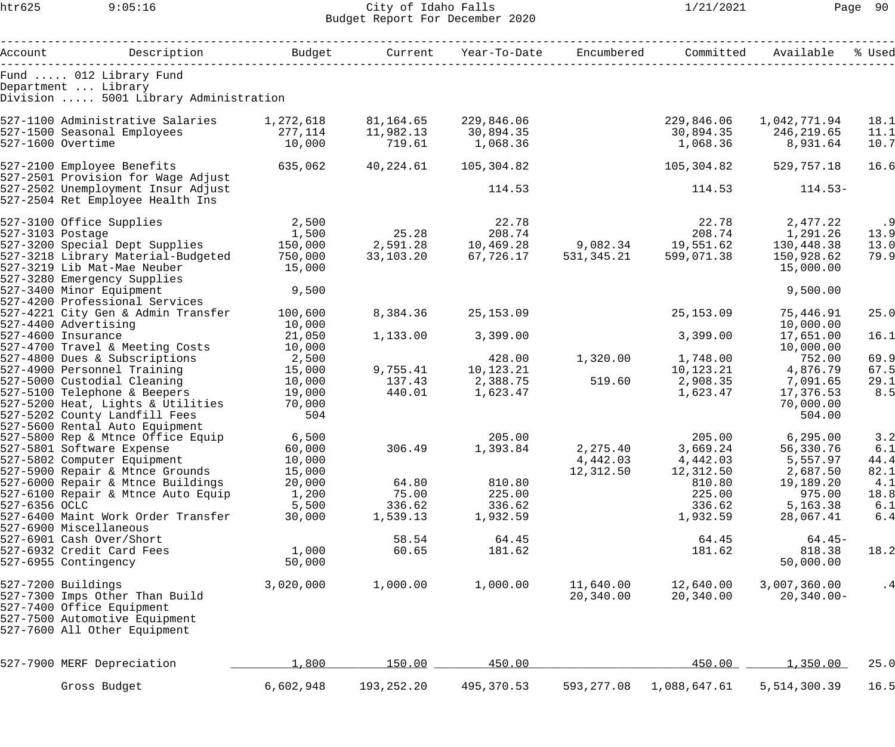City of Idaho Falls
Budget Report For December 2020

Fund ..... 012 Library Fund
Department ... Library
Division ..... 5001 Library Administration

| Account | Description | Budget | Current | Year-To-Date | Encumbered | Committed | Available | % Used |
|---|---|---|---|---|---|---|---|---|
| 527-1100 | Administrative Salaries | 1,272,618 | 81,164.65 | 229,846.06 | | 229,846.06 | 1,042,771.94 | 18.1 |
| 527-1500 | Seasonal Employees | 277,114 | 11,982.13 | 30,894.35 | | 30,894.35 | 246,219.65 | 11.1 |
| 527-1600 | Overtime | 10,000 | 719.61 | 1,068.36 | | 1,068.36 | 8,931.64 | 10.7 |
| 527-2100 | Employee Benefits | 635,062 | 40,224.61 | 105,304.82 | | 105,304.82 | 529,757.18 | 16.6 |
| 527-2501 | Provision for Wage Adjust | | | | | | | |
| 527-2502 | Unemployment Insur Adjust | | | 114.53 | | 114.53 | 114.53- | |
| 527-2504 | Ret Employee Health Ins | | | | | | | |
| 527-3100 | Office Supplies | 2,500 | | 22.78 | | 22.78 | 2,477.22 | .9 |
| 527-3103 | Postage | 1,500 | 25.28 | 208.74 | | 208.74 | 1,291.26 | 13.9 |
| 527-3200 | Special Dept Supplies | 150,000 | 2,591.28 | 10,469.28 | 9,082.34 | 19,551.62 | 130,448.38 | 13.0 |
| 527-3218 | Library Material-Budgeted | 750,000 | 33,103.20 | 67,726.17 | 531,345.21 | 599,071.38 | 150,928.62 | 79.9 |
| 527-3219 | Lib Mat-Mae Neuber | 15,000 | | | | | 15,000.00 | |
| 527-3280 | Emergency Supplies | | | | | | | |
| 527-3400 | Minor Equipment | 9,500 | | | | | 9,500.00 | |
| 527-4200 | Professional Services | | | | | | | |
| 527-4221 | City Gen & Admin Transfer | 100,600 | 8,384.36 | 25,153.09 | | 25,153.09 | 75,446.91 | 25.0 |
| 527-4400 | Advertising | 10,000 | | | | | 10,000.00 | |
| 527-4600 | Insurance | 21,050 | 1,133.00 | 3,399.00 | | 3,399.00 | 17,651.00 | 16.1 |
| 527-4700 | Travel & Meeting Costs | 10,000 | | | | | 10,000.00 | |
| 527-4800 | Dues & Subscriptions | 2,500 | | 428.00 | 1,320.00 | 1,748.00 | 752.00 | 69.9 |
| 527-4900 | Personnel Training | 15,000 | 9,755.41 | 10,123.21 | | 10,123.21 | 4,876.79 | 67.5 |
| 527-5000 | Custodial Cleaning | 10,000 | 137.43 | 2,388.75 | 519.60 | 2,908.35 | 7,091.65 | 29.1 |
| 527-5100 | Telephone & Beepers | 19,000 | 440.01 | 1,623.47 | | 1,623.47 | 17,376.53 | 8.5 |
| 527-5200 | Heat, Lights & Utilities | 70,000 | | | | | 70,000.00 | |
| 527-5202 | County Landfill Fees | 504 | | | | | 504.00 | |
| 527-5600 | Rental Auto Equipment | | | | | | | |
| 527-5800 | Rep & Mtnce Office Equip | 6,500 | | 205.00 | | 205.00 | 6,295.00 | 3.2 |
| 527-5801 | Software Expense | 60,000 | 306.49 | 1,393.84 | 2,275.40 | 3,669.24 | 56,330.76 | 6.1 |
| 527-5802 | Computer Equipment | 10,000 | | | 4,442.03 | 4,442.03 | 5,557.97 | 44.4 |
| 527-5900 | Repair & Mtnce Grounds | 15,000 | | | 12,312.50 | 12,312.50 | 2,687.50 | 82.1 |
| 527-6000 | Repair & Mtnce Buildings | 20,000 | 64.80 | 810.80 | | 810.80 | 19,189.20 | 4.1 |
| 527-6100 | Repair & Mtnce Auto Equip | 1,200 | 75.00 | 225.00 | | 225.00 | 975.00 | 18.8 |
| 527-6356 | OCLC | 5,500 | 336.62 | 336.62 | | 336.62 | 5,163.38 | 6.1 |
| 527-6400 | Maint Work Order Transfer | 30,000 | 1,539.13 | 1,932.59 | | 1,932.59 | 28,067.41 | 6.4 |
| 527-6900 | Miscellaneous | | | | | | | |
| 527-6901 | Cash Over/Short | | 58.54 | 64.45 | | 64.45 | 64.45- | |
| 527-6932 | Credit Card Fees | 1,000 | 60.65 | 181.62 | | 181.62 | 818.38 | 18.2 |
| 527-6955 | Contingency | 50,000 | | | | | 50,000.00 | |
| 527-7200 | Buildings | 3,020,000 | 1,000.00 | 1,000.00 | 11,640.00 | 12,640.00 | 3,007,360.00 | .4 |
| 527-7300 | Imps Other Than Build | | | | 20,340.00 | 20,340.00 | 20,340.00- | |
| 527-7400 | Office Equipment | | | | | | | |
| 527-7500 | Automotive Equipment | | | | | | | |
| 527-7600 | All Other Equipment | | | | | | | |
| 527-7900 | MERF Depreciation | 1,800 | 150.00 | 450.00 | | 450.00 | 1,350.00 | 25.0 |
| | Gross Budget | 6,602,948 | 193,252.20 | 495,370.53 | 593,277.08 | 1,088,647.61 | 5,514,300.39 | 16.5 |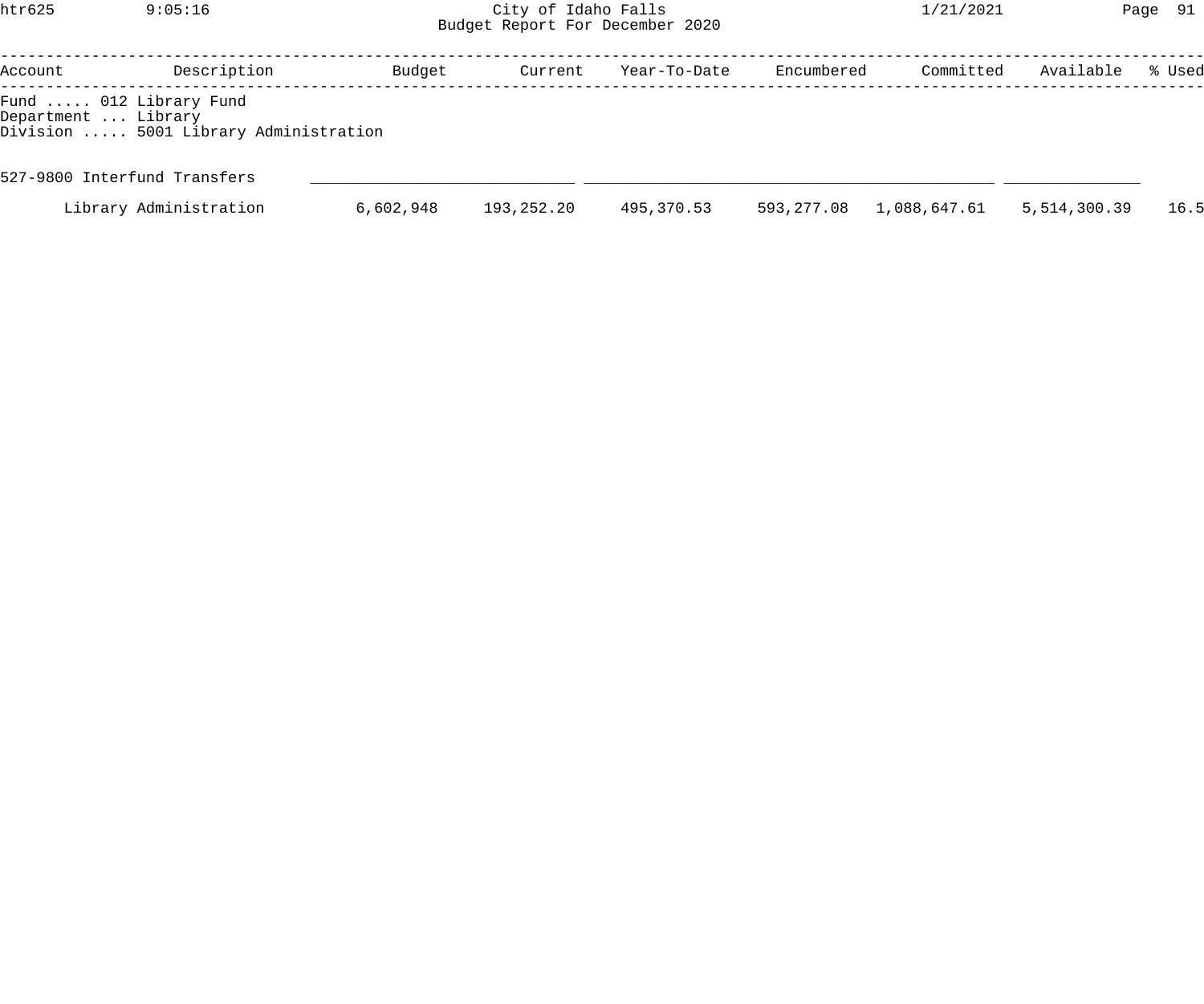Budget Report For December 2020

City of Idaho Falls

Fund ..... 012 Library Fund
Department ... Library
Division ..... 5001 Library Administration

| Account | Description | Budget | Current | Year-To-Date | Encumbered | Committed | Available | % Used |
|---|---|---|---|---|---|---|---|---|
| 527-9800 | Interfund Transfers | | | | | | | |
| | Library Administration | 6,602,948 | 193,252.20 | 495,370.53 | 593,277.08 | 1,088,647.61 | 5,514,300.39 | 16.5 |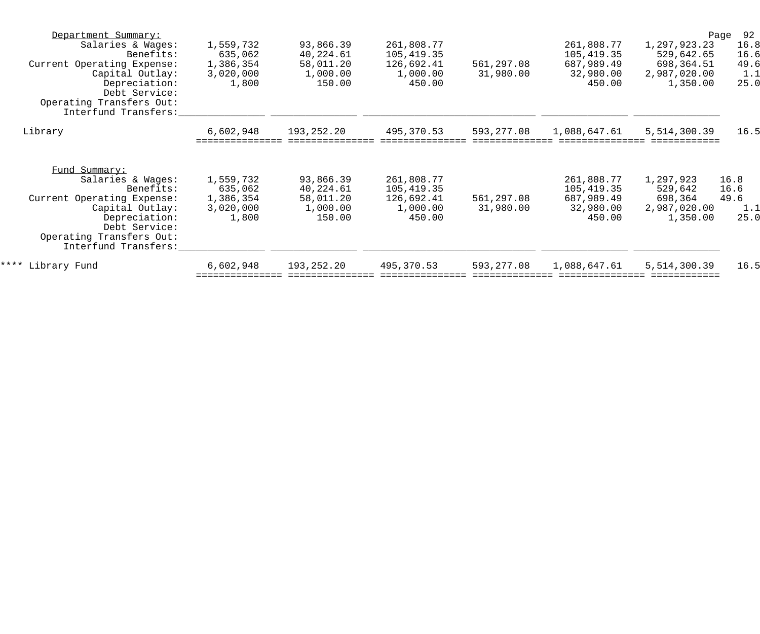| | | | | | | | |
|---|---|---|---|---|---|---|---|
| **Department Summary:** | | | | | | | |
| Salaries & Wages: | 1,559,732 | 93,866.39 | 261,808.77 | | 261,808.77 | 1,297,923.23 | 16.8 |
| Benefits: | 635,062 | 40,224.61 | 105,419.35 | | 105,419.35 | 529,642.65 | 16.6 |
| Current Operating Expense: | 1,386,354 | 58,011.20 | 126,692.41 | 561,297.08 | 687,989.49 | 698,364.51 | 49.6 |
| Capital Outlay: | 3,020,000 | 1,000.00 | 1,000.00 | 31,980.00 | 32,980.00 | 2,987,020.00 | 1.1 |
| Depreciation: | 1,800 | 150.00 | 450.00 | | 450.00 | 1,350.00 | 25.0 |
| Debt Service: | | | | | | | |
| Operating Transfers Out: | | | | | | | |
| Interfund Transfers: | | | | | | | |
| Library | 6,602,948 | 193,252.20 | 495,370.53 | 593,277.08 | 1,088,647.61 | 5,514,300.39 | 16.5 |
| **Fund Summary:** | | | | | | | |
| Salaries & Wages: | 1,559,732 | 93,866.39 | 261,808.77 | | 261,808.77 | 1,297,923 | 16.8 |
| Benefits: | 635,062 | 40,224.61 | 105,419.35 | | 105,419.35 | 529,642 | 16.6 |
| Current Operating Expense: | 1,386,354 | 58,011.20 | 126,692.41 | 561,297.08 | 687,989.49 | 698,364 | 49.6 |
| Capital Outlay: | 3,020,000 | 1,000.00 | 1,000.00 | 31,980.00 | 32,980.00 | 2,987,020.00 | 1.1 |
| Depreciation: | 1,800 | 150.00 | 450.00 | | 450.00 | 1,350.00 | 25.0 |
| Debt Service: | | | | | | | |
| Operating Transfers Out: | | | | | | | |
| Interfund Transfers: | | | | | | | |
| **** Library Fund | 6,602,948 | 193,252.20 | 495,370.53 | 593,277.08 | 1,088,647.61 | 5,514,300.39 | 16.5 |